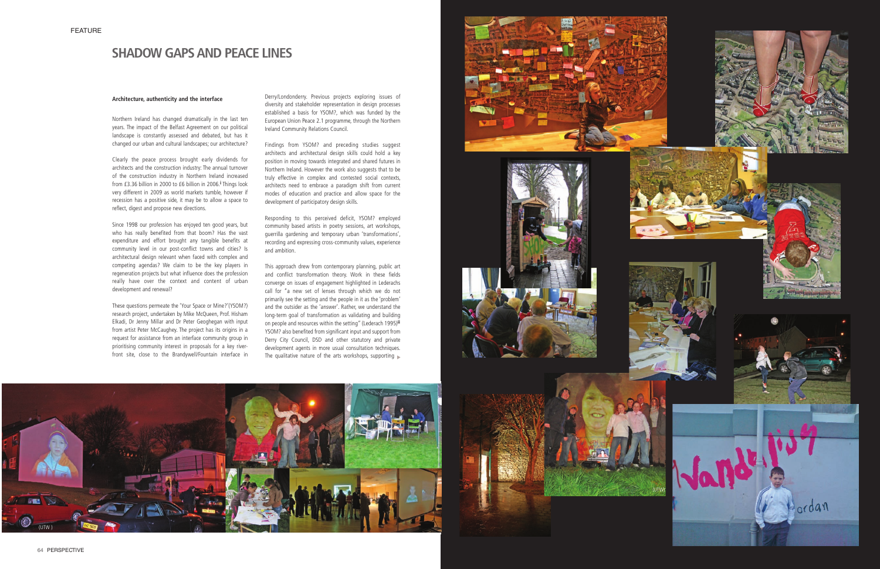# SHADOW GAPS AND PEACE LINES

## Architecture, authenticity and the interface

Northern Ireland has changed dramatically in the last ten years. The impact of the Belfast Agreement on our political landscape is constantly assessed and debated, but has it changed our urban and cultural landscapes; our architecture?

Clearly the peace process brought early dividends for architects and the construction industry: The annual turnover of the construction industry in Northern Ireland increased from £3.36 billion in 2000 to £6 billion in 2006.[i] Things look very different in 2009 as world markets tumble, however if recession has a positive side, it may be to allow a space to reflect, digest and propose new directions.

Since 1998 our profession has enjoyed ten good years, but who has really benefited from that boom? Has the vast expenditure and effort brought any tangible benefits at community level in our post-conflict towns and cities? Is architectural design relevant when faced with complex and competing agendas? We claim to be the key players in regeneration projects but what influence does the profession really have over the context and content of urban development and renewal?

These questions permeate the 'Your Space or Mine?'(YSOM?) research project, undertaken by Mike McQueen, Prof. Hisham Elkadi, Dr Jenny Millar and Dr Peter Geoghegan with input from artist Peter McCaughey. The project has its origins in a request for assistance from an interface community group in prioritising community interest in proposals for a key river-front site, close to the Brandywell/Fountain interface in Derry/Londonderry. Previous projects exploring issues of diversity and stakeholder representation in design processes established a basis for YSOM?, which was funded by the European Union Peace 2.1 programme, through the Northern Ireland Community Relations Council.

Findings from YSOM? and preceding studies suggest architects and architectural design skills could hold a key position in moving towards integrated and shared futures in Northern Ireland. However the work also suggests that to be truly effective in complex and contested social contexts, architects need to embrace a paradigm shift from current modes of education and practice and allow space for the development of participatory design skills.

Responding to this perceived deficit, YSOM? employed community based artists in poetry sessions, art workshops, guerrilla gardening and temporary urban 'transformations', recording and expressing cross-community values, experience and ambition.

This approach drew from contemporary planning, public art and conflict transformation theory. Work in these fields converge on issues of engagement highlighted in Lederachs call for "a new set of lenses through which we do not primarily see the setting and the people in it as the 'problem' and the outsider as the 'answer'. Rather, we understand the long-term goal of transformation as validating and building on people and resources within the setting" (Lederach 1995)[ii] YSOM? also benefited from significant input and support from Derry City Council, DSD and other statutory and private development agents in more usual consultation techniques. The qualitative nature of the arts workshops, supporting ▶

(UTW)

(UTW)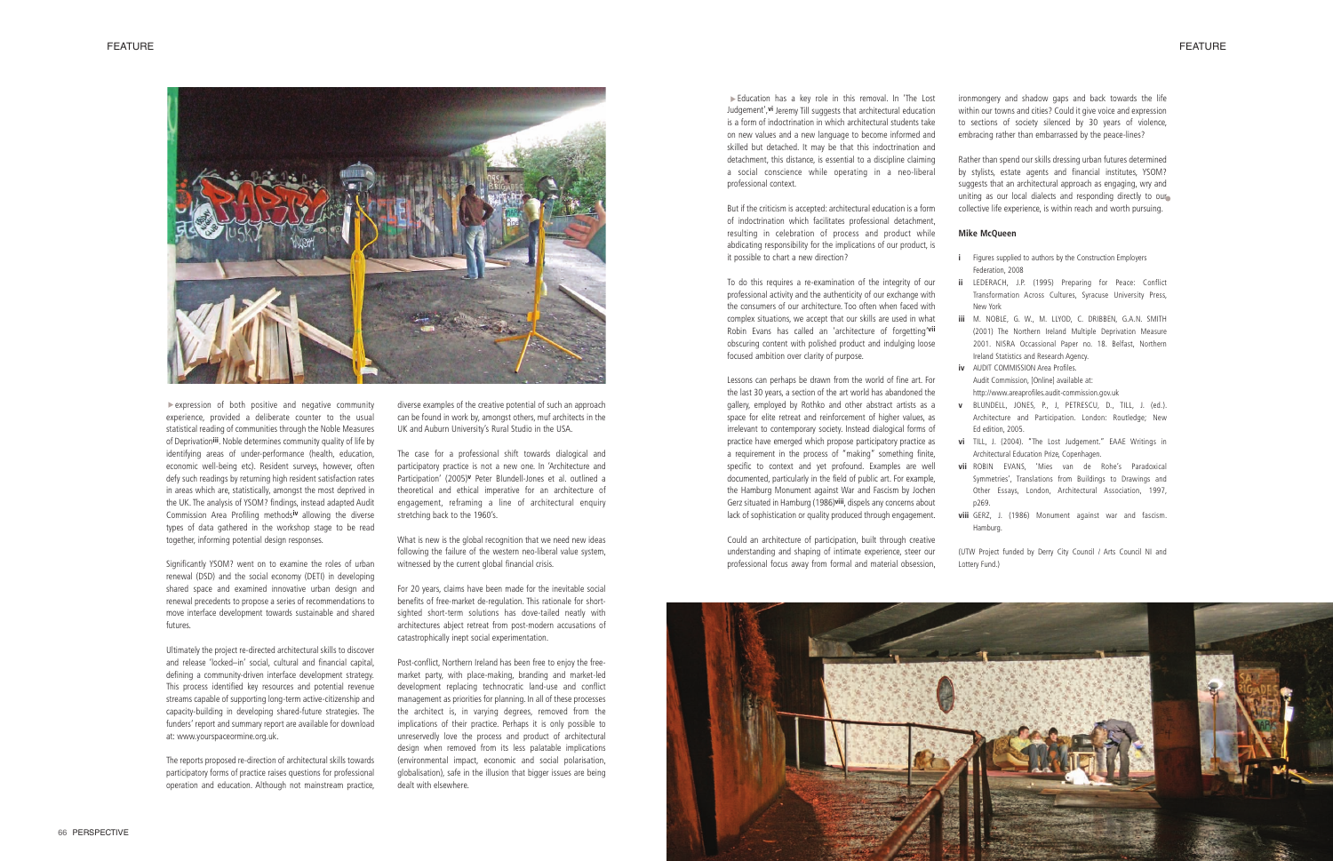expression of both positive and negative community experience, provided a deliberate counter to the usual statistical reading of communities through the Noble Measures of Deprivation[iii]. Noble determines community quality of life by identifying areas of under-performance (health, education, economic well-being etc). Resident surveys, however, often defy such readings by returning high resident satisfaction rates in areas which are, statistically, amongst the most deprived in the UK. The analysis of YSOM? findings, instead adapted Audit Commission Area Profiling methods[iv] allowing the diverse types of data gathered in the workshop stage to be read together, informing potential design responses.

Significantly YSOM? went on to examine the roles of urban renewal (DSD) and the social economy (DETI) in developing shared space and examined innovative urban design and renewal precedents to propose a series of recommendations to move interface development towards sustainable and shared futures.

Ultimately the project re-directed architectural skills to discover and release 'locked–in' social, cultural and financial capital, defining a community-driven interface development strategy. This process identified key resources and potential revenue streams capable of supporting long-term active-citizenship and capacity-building in developing shared-future strategies. The funders' report and summary report are available for download at: www.yourspaceormine.org.uk.

The reports proposed re-direction of architectural skills towards participatory forms of practice raises questions for professional operation and education. Although not mainstream practice, diverse examples of the creative potential of such an approach can be found in work by, amongst others, muf architects in the UK and Auburn University's Rural Studio in the USA.

The case for a professional shift towards dialogical and participatory practice is not a new one. In 'Architecture and Participation' (2005)[v] Peter Blundell-Jones et al. outlined a theoretical and ethical imperative for an architecture of engagement, reframing a line of architectural enquiry stretching back to the 1960's.

What is new is the global recognition that we need new ideas following the failure of the western neo-liberal value system, witnessed by the current global financial crisis.

For 20 years, claims have been made for the inevitable social benefits of free-market de-regulation. This rationale for short-sighted short-term solutions has dove-tailed neatly with architectures abject retreat from post-modern accusations of catastrophically inept social experimentation.

Post-conflict, Northern Ireland has been free to enjoy the free-market party, with place-making, branding and market-led development replacing technocratic land-use and conflict management as priorities for planning. In all of these processes the architect is, in varying degrees, removed from the implications of their practice. Perhaps it is only possible to unreservedly love the process and product of architectural design when removed from its less palatable implications (environmental impact, economic and social polarisation, globalisation), safe in the illusion that bigger issues are being dealt with elsewhere.

Education has a key role in this removal. In 'The Lost Judgement',[vi] Jeremy Till suggests that architectural education is a form of indoctrination in which architectural students take on new values and a new language to become informed and skilled but detached. It may be that this indoctrination and detachment, this distance, is essential to a discipline claiming a social conscience while operating in a neo-liberal professional context.

But if the criticism is accepted: architectural education is a form of indoctrination which facilitates professional detachment, resulting in celebration of process and product while abdicating responsibility for the implications of our product, is it possible to chart a new direction?

To do this requires a re-examination of the integrity of our professional activity and the authenticity of our exchange with the consumers of our architecture. Too often when faced with complex situations, we accept that our skills are used in what Robin Evans has called an 'architecture of forgetting'[vii] obscuring content with polished product and indulging loose focused ambition over clarity of purpose.

Lessons can perhaps be drawn from the world of fine art. For the last 30 years, a section of the art world has abandoned the gallery, employed by Rothko and other abstract artists as a space for elite retreat and reinforcement of higher values, as irrelevant to contemporary society. Instead dialogical forms of practice have emerged which propose participatory practice as a requirement in the process of "making" something finite, specific to context and yet profound. Examples are well documented, particularly in the field of public art. For example, the Hamburg Monument against War and Fascism by Jochen Gerz situated in Hamburg (1986)[viii], dispels any concerns about lack of sophistication or quality produced through engagement.

Could an architecture of participation, built through creative understanding and shaping of intimate experience, steer our professional focus away from formal and material obsession, ironmongery and shadow gaps and back towards the life within our towns and cities? Could it give voice and expression to sections of society silenced by 30 years of violence, embracing rather than embarrassed by the peace-lines?

Rather than spend our skills dressing urban futures determined by stylists, estate agents and financial institutes, YSOM? suggests that an architectural approach as engaging, wry and uniting as our local dialects and responding directly to our collective life experience, is within reach and worth pursuing.

**Mike McQueen**

- **i** Figures supplied to authors by the Construction Employers Federation, 2008
- **ii** LEDERACH, J.P. (1995) Preparing for Peace: Conflict Transformation Across Cultures, Syracuse University Press, New York
- **iii** M. NOBLE, G. W., M. LLYOD, C. DRIBBEN, G.A.N. SMITH (2001) The Northern Ireland Multiple Deprivation Measure 2001. NISRA Occassional Paper no. 18. Belfast, Northern Ireland Statistics and Research Agency.
- **iv** AUDIT COMMISSION Area Profiles. Audit Commission, [Online] available at: http://www.areaprofiles.audit-commission.gov.uk
- **v** BLUNDELL, JONES, P., J, PETRESCU, D., TILL, J. (ed.). Architecture and Participation. London: Routledge; New Ed edition, 2005.
- **vi** TILL, J. (2004). "The Lost Judgement." EAAE Writings in Architectural Education Prize, Copenhagen.
- **vii** ROBIN EVANS, 'Mies van de Rohe's Paradoxical Symmetries', Translations from Buildings to Drawings and Other Essays, London, Architectural Association, 1997, p269.
- **viii** GERZ, J. (1986) Monument against war and fascism. Hamburg.

(UTW Project funded by Derry City Council / Arts Council NI and Lottery Fund.)